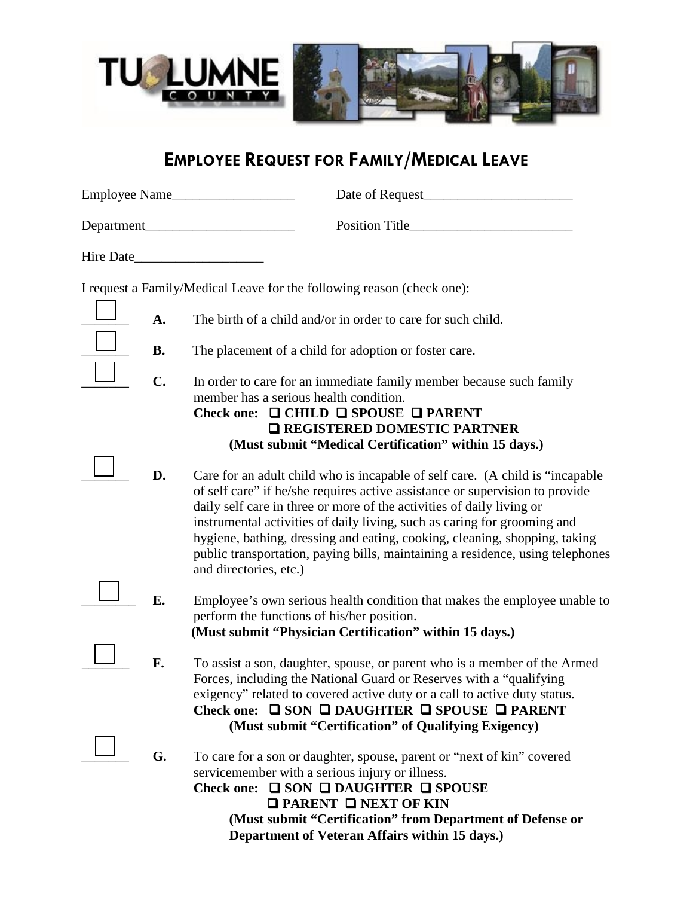# EMPLOYEE REQUEST FOR FAMILY/MEDICAL LEAVE

Employee Name__________________ Date of Request______________________

Department______________________ Position Title________________________

Hire Date___________________

I request a Family/Medical Leave for the following reason (check one):

☐ **A.** The birth of a child and/or in order to care for such child.

☐ **B.** The placement of a child for adoption or foster care.

☐ **C.** In order to care for an immediate family member because such family member has a serious health condition.
**Check one: ❑ CHILD ❑ SPOUSE ❑ PARENT ❑ REGISTERED DOMESTIC PARTNER**
**(Must submit "Medical Certification" within 15 days.)**

☐ **D.** Care for an adult child who is incapable of self care. (A child is "incapable of self care" if he/she requires active assistance or supervision to provide daily self care in three or more of the activities of daily living or instrumental activities of daily living, such as caring for grooming and hygiene, bathing, dressing and eating, cooking, cleaning, shopping, taking public transportation, paying bills, maintaining a residence, using telephones and directories, etc.)

☐ **E.** Employee's own serious health condition that makes the employee unable to perform the functions of his/her position.
**(Must submit "Physician Certification" within 15 days.)**

☐ **F.** To assist a son, daughter, spouse, or parent who is a member of the Armed Forces, including the National Guard or Reserves with a "qualifying exigency" related to covered active duty or a call to active duty status.
**Check one: ❑ SON ❑ DAUGHTER ❑ SPOUSE ❑ PARENT**
**(Must submit "Certification" of Qualifying Exigency)**

☐ **G.** To care for a son or daughter, spouse, parent or "next of kin" covered servicemember with a serious injury or illness.
**Check one: ❑ SON ❑ DAUGHTER ❑ SPOUSE ❑ PARENT ❑ NEXT OF KIN**
**(Must submit "Certification" from Department of Defense or Department of Veteran Affairs within 15 days.)**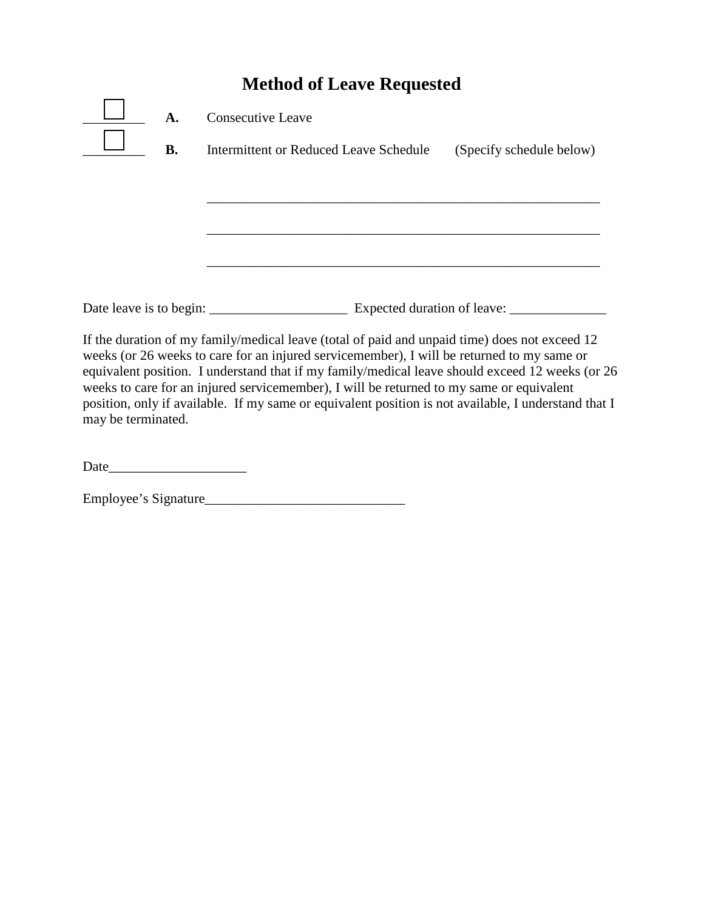# Method of Level Requested

☐ ________ **A.** Consecutive Leave

☐ ________ **B.** Intermittent or Reduced Leave Schedule (Specify schedule below)

____________________________________________________________

____________________________________________________________

____________________________________________________________

Date leave is to begin: ____________________ Expected duration of leave: ______________

If the duration of my family/medical leave (total of paid and unpaid time) does not exceed 12 weeks (or 26 weeks to care for an injured servicemember), I will be returned to my same or equivalent position. I understand that if my family/medical leave should exceed 12 weeks (or 26 weeks to care for an injured servicemember), I will be returned to my same or equivalent position, only if available. If my same or equivalent position is not available, I understand that I may be terminated.

Date____________________

Employee's Signature_____________________________